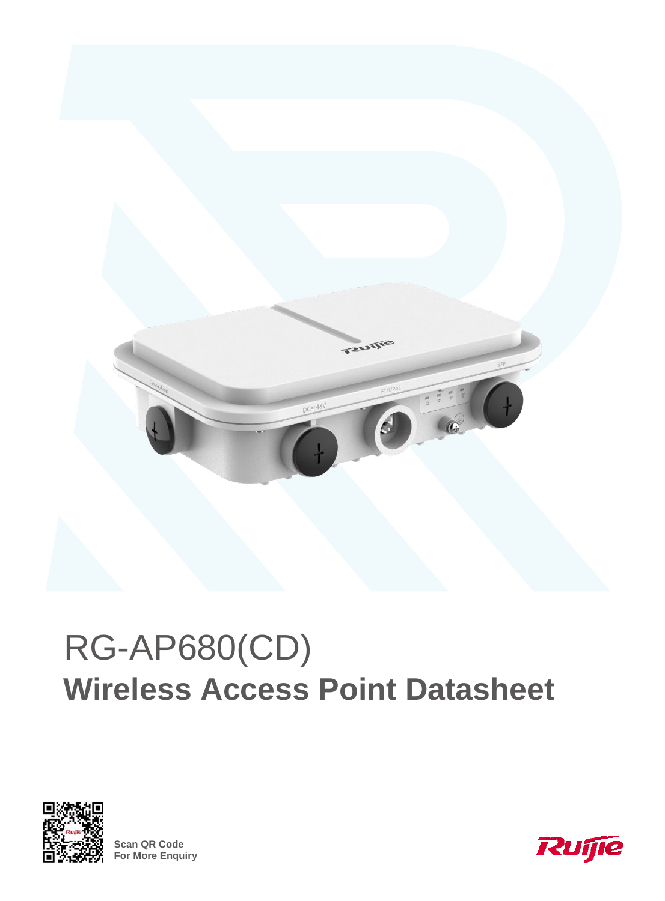# RG-AP680(CD)

## Wireless Access Point Datasheet

Scan QR Code
For More Enquiry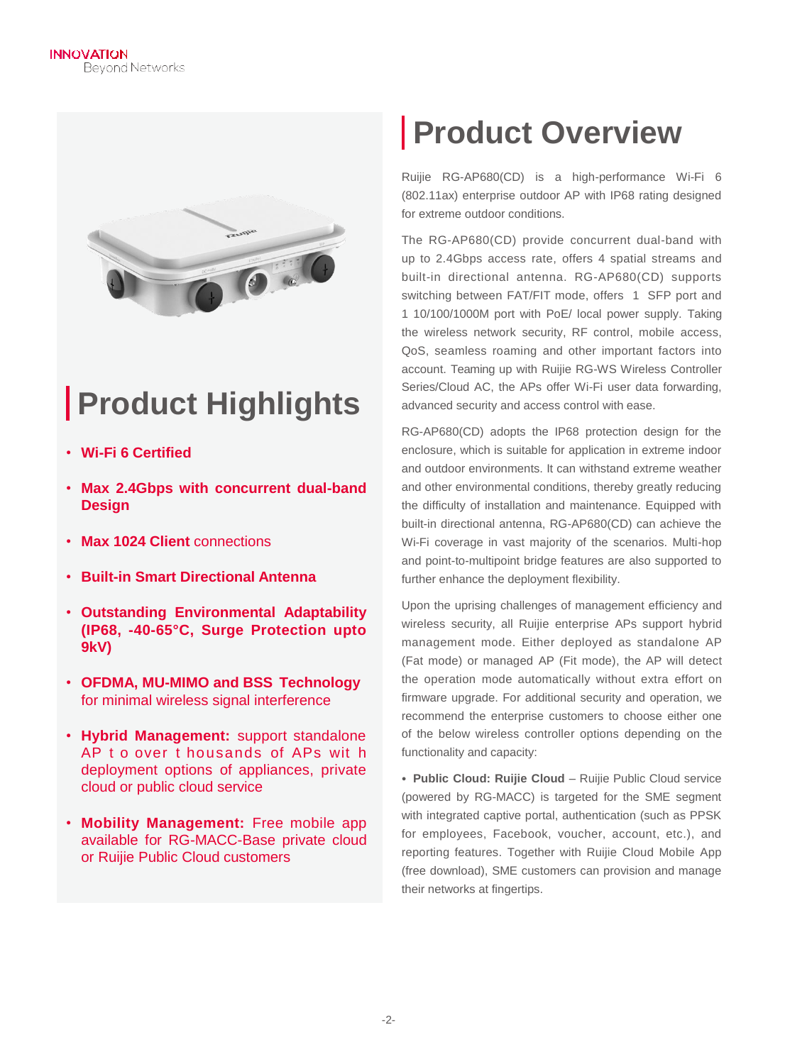## Product Highlights

- **Wi-Fi 6 Certified**
- **Max 2.4Gbps with concurrent dual-band Design**
- **Max 1024 Client** connections
- **Built-in Smart Directional Antenna**
- **Outstanding Environmental Adaptability (IP68, -40-65°C, Surge Protection upto 9kV)**
- **OFDMA, MU-MIMO and BSS Technology** for minimal wireless signal interference
- **Hybrid Management:** support standalone AP to over thousands of APs with deployment options of appliances, private cloud or public cloud service
- **Mobility Management:** Free mobile app available for RG-MACC-Base private cloud or Ruijie Public Cloud customers

## Product Overview

Ruijie RG-AP680(CD) is a high-performance Wi-Fi 6 (802.11ax) enterprise outdoor AP with IP68 rating designed for extreme outdoor conditions.

The RG-AP680(CD) provide concurrent dual-band with up to 2.4Gbps access rate, offers 4 spatial streams and built-in directional antenna. RG-AP680(CD) supports switching between FAT/FIT mode, offers 1 SFP port and 1 10/100/1000M port with PoE/ local power supply. Taking the wireless network security, RF control, mobile access, QoS, seamless roaming and other important factors into account. Teaming up with Ruijie RG-WS Wireless Controller Series/Cloud AC, the APs offer Wi-Fi user data forwarding, advanced security and access control with ease.

RG-AP680(CD) adopts the IP68 protection design for the enclosure, which is suitable for application in extreme indoor and outdoor environments. It can withstand extreme weather and other environmental conditions, thereby greatly reducing the difficulty of installation and maintenance. Equipped with built-in directional antenna, RG-AP680(CD) can achieve the Wi-Fi coverage in vast majority of the scenarios. Multi-hop and point-to-multipoint bridge features are also supported to further enhance the deployment flexibility.

Upon the uprising challenges of management efficiency and wireless security, all Ruijie enterprise APs support hybrid management mode. Either deployed as standalone AP (Fat mode) or managed AP (Fit mode), the AP will detect the operation mode automatically without extra effort on firmware upgrade. For additional security and operation, we recommend the enterprise customers to choose either one of the below wireless controller options depending on the functionality and capacity:

- **Public Cloud: Ruijie Cloud** – Ruijie Public Cloud service (powered by RG-MACC) is targeted for the SME segment with integrated captive portal, authentication (such as PPSK for employees, Facebook, voucher, account, etc.), and reporting features. Together with Ruijie Cloud Mobile App (free download), SME customers can provision and manage their networks at fingertips.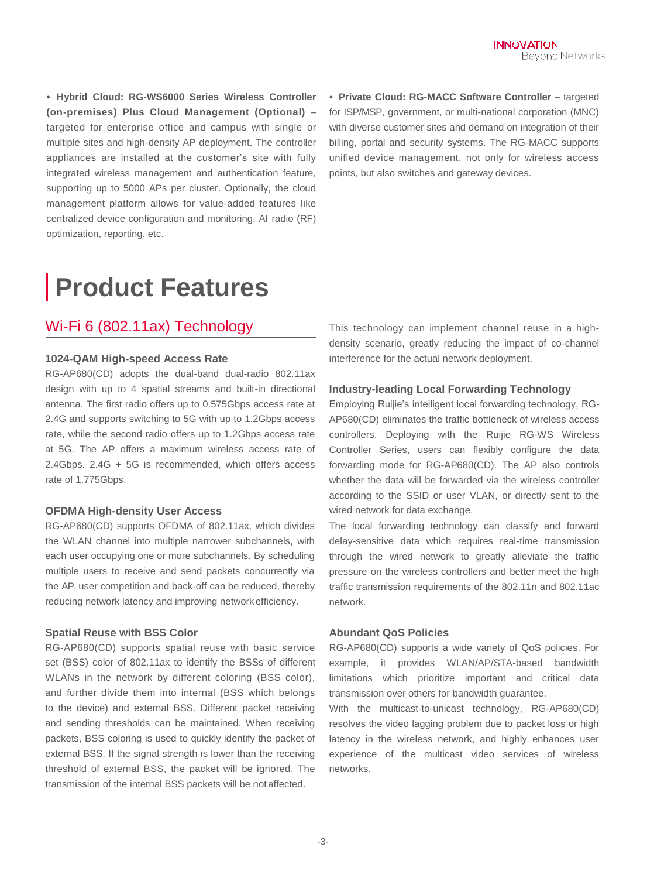- **Hybrid Cloud: RG-WS6000 Series Wireless Controller (on-premises) Plus Cloud Management (Optional)** – targeted for enterprise office and campus with single or multiple sites and high-density AP deployment. The controller appliances are installed at the customer's site with fully integrated wireless management and authentication feature, supporting up to 5000 APs per cluster. Optionally, the cloud management platform allows for value-added features like centralized device configuration and monitoring, AI radio (RF) optimization, reporting, etc.
- **Private Cloud: RG-MACC Software Controller** – targeted for ISP/MSP, government, or multi-national corporation (MNC) with diverse customer sites and demand on integration of their billing, portal and security systems. The RG-MACC supports unified device management, not only for wireless access points, but also switches and gateway devices.

# Product Features

## Wi-Fi 6 (802.11ax) Technology

### 1024-QAM High-speed Access Rate

RG-AP680(CD) adopts the dual-band dual-radio 802.11ax design with up to 4 spatial streams and built-in directional antenna. The first radio offers up to 0.575Gbps access rate at 2.4G and supports switching to 5G with up to 1.2Gbps access rate, while the second radio offers up to 1.2Gbps access rate at 5G. The AP offers a maximum wireless access rate of 2.4Gbps. 2.4G + 5G is recommended, which offers access rate of 1.775Gbps.

### OFDMA High-density User Access

RG-AP680(CD) supports OFDMA of 802.11ax, which divides the WLAN channel into multiple narrower subchannels, with each user occupying one or more subchannels. By scheduling multiple users to receive and send packets concurrently via the AP, user competition and back-off can be reduced, thereby reducing network latency and improving network efficiency.

### Spatial Reuse with BSS Color

RG-AP680(CD) supports spatial reuse with basic service set (BSS) color of 802.11ax to identify the BSSs of different WLANs in the network by different coloring (BSS color), and further divide them into internal (BSS which belongs to the device) and external BSS. Different packet receiving and sending thresholds can be maintained. When receiving packets, BSS coloring is used to quickly identify the packet of external BSS. If the signal strength is lower than the receiving threshold of external BSS, the packet will be ignored. The transmission of the internal BSS packets will be not affected.

This technology can implement channel reuse in a high-density scenario, greatly reducing the impact of co-channel interference for the actual network deployment.

### Industry-leading Local Forwarding Technology

Employing Ruijie's intelligent local forwarding technology, RG-AP680(CD) eliminates the traffic bottleneck of wireless access controllers. Deploying with the Ruijie RG-WS Wireless Controller Series, users can flexibly configure the data forwarding mode for RG-AP680(CD). The AP also controls whether the data will be forwarded via the wireless controller according to the SSID or user VLAN, or directly sent to the wired network for data exchange.

The local forwarding technology can classify and forward delay-sensitive data which requires real-time transmission through the wired network to greatly alleviate the traffic pressure on the wireless controllers and better meet the high traffic transmission requirements of the 802.11n and 802.11ac network.

### Abundant QoS Policies

RG-AP680(CD) supports a wide variety of QoS policies. For example, it provides WLAN/AP/STA-based bandwidth limitations which prioritize important and critical data transmission over others for bandwidth guarantee.

With the multicast-to-unicast technology, RG-AP680(CD) resolves the video lagging problem due to packet loss or high latency in the wireless network, and highly enhances user experience of the multicast video services of wireless networks.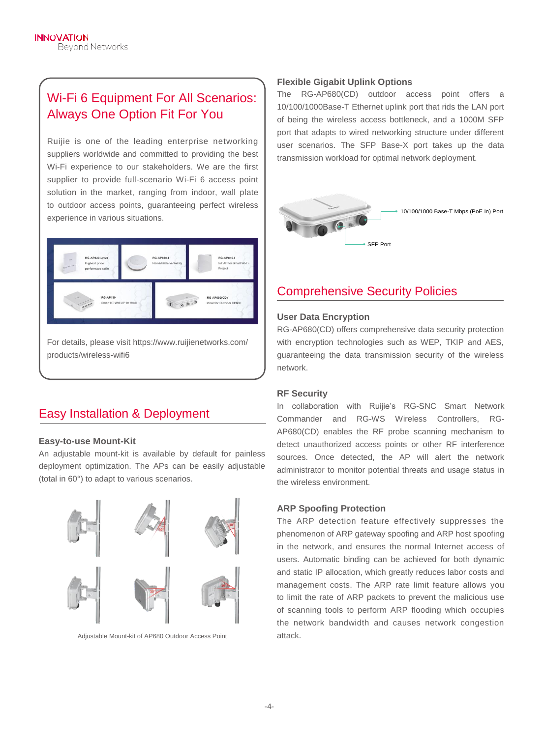## Wi-Fi 6 Equipment For All Scenarios: Always One Option Fit For You

Ruijie is one of the leading enterprise networking suppliers worldwide and committed to providing the best Wi-Fi experience to our stakeholders. We are the first supplier to provide full-scenario Wi-Fi 6 access point solution in the market, ranging from indoor, wall plate to outdoor access points, guaranteeing perfect wireless experience in various situations.

For details, please visit https://www.ruijienetworks.com/products/wireless-wifi6

## Easy Installation & Deployment

### Easy-to-use Mount-Kit

An adjustable mount-kit is available by default for painless deployment optimization. The APs can be easily adjustable (total in 60°) to adapt to various scenarios.

Adjustable Mount-kit of AP680 Outdoor Access Point

### Flexible Gigabit Uplink Options

The RG-AP680(CD) outdoor access point offers a 10/100/1000Base-T Ethernet uplink port that rids the LAN port of being the wireless access bottleneck, and a 1000M SFP port that adapts to wired networking structure under different user scenarios. The SFP Base-X port takes up the data transmission workload for optimal network deployment.

10/100/1000 Base-T Mbps (PoE In) Port

SFP Port

## Comprehensive Security Policies

### User Data Encryption

RG-AP680(CD) offers comprehensive data security protection with encryption technologies such as WEP, TKIP and AES, guaranteeing the data transmission security of the wireless network.

### RF Security

In collaboration with Ruijie's RG-SNC Smart Network Commander and RG-WS Wireless Controllers, RG-AP680(CD) enables the RF probe scanning mechanism to detect unauthorized access points or other RF interference sources. Once detected, the AP will alert the network administrator to monitor potential threats and usage status in the wireless environment.

### ARP Spoofing Protection

The ARP detection feature effectively suppresses the phenomenon of ARP gateway spoofing and ARP host spoofing in the network, and ensures the normal Internet access of users. Automatic binding can be achieved for both dynamic and static IP allocation, which greatly reduces labor costs and management costs. The ARP rate limit feature allows you to limit the rate of ARP packets to prevent the malicious use of scanning tools to perform ARP flooding which occupies the network bandwidth and causes network congestion attack.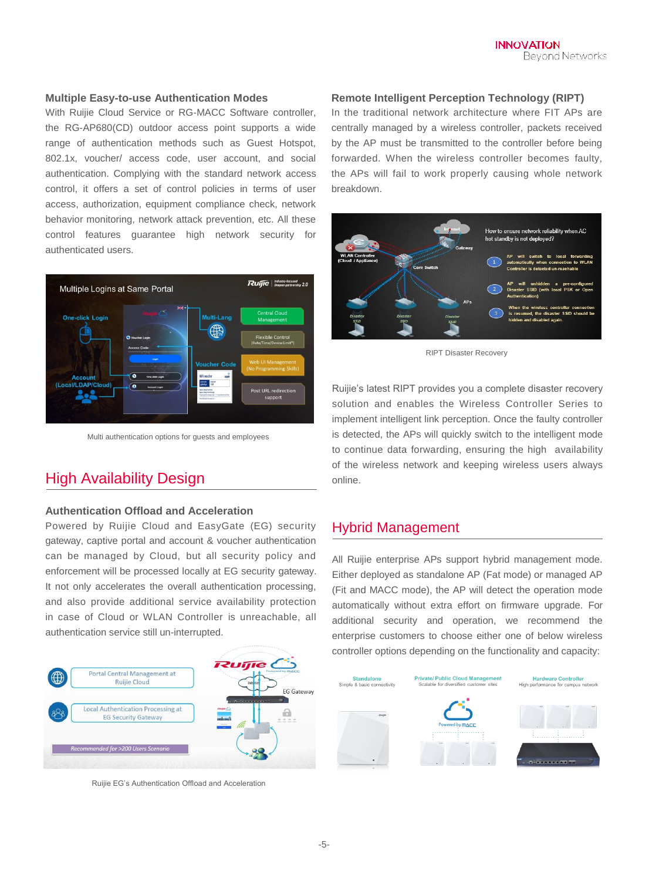### Multiple Easy-to-use Authentication Modes

With Ruijie Cloud Service or RG-MACC Software controller, the RG-AP680(CD) outdoor access point supports a wide range of authentication methods such as Guest Hotspot, 802.1x, voucher/ access code, user account, and social authentication. Complying with the standard network access control, it offers a set of control policies in terms of user access, authorization, equipment compliance check, network behavior monitoring, network attack prevention, etc. All these control features guarantee high network security for authenticated users.

Multi authentication options for guests and employees

## High Availability Design

### Authentication Offload and Acceleration

Powered by Ruijie Cloud and EasyGate (EG) security gateway, captive portal and account & voucher authentication can be managed by Cloud, but all security policy and enforcement will be processed locally at EG security gateway. It not only accelerates the overall authentication processing, and also provide additional service availability protection in case of Cloud or WLAN Controller is unreachable, all authentication service still un-interrupted.

Ruijie EG's Authentication Offload and Acceleration

### Remote Intelligent Perception Technology (RIPT)

In the traditional network architecture where FIT APs are centrally managed by a wireless controller, packets received by the AP must be transmitted to the controller before being forwarded. When the wireless controller becomes faulty, the APs will fail to work properly causing whole network breakdown.

RIPT Disaster Recovery

Ruijie's latest RIPT provides you a complete disaster recovery solution and enables the Wireless Controller Series to implement intelligent link perception. Once the faulty controller is detected, the APs will quickly switch to the intelligent mode to continue data forwarding, ensuring the high availability of the wireless network and keeping wireless users always online.

## Hybrid Management

All Ruijie enterprise APs support hybrid management mode. Either deployed as standalone AP (Fat mode) or managed AP (Fit and MACC mode), the AP will detect the operation mode automatically without extra effort on firmware upgrade. For additional security and operation, we recommend the enterprise customers to choose either one of below wireless controller options depending on the functionality and capacity: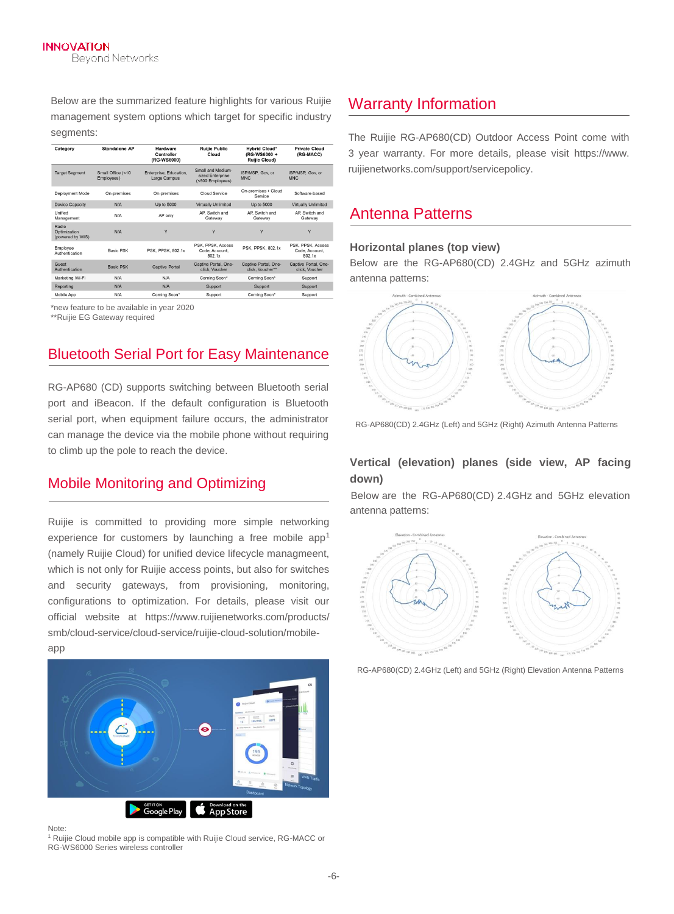Below are the summarized feature highlights for various Ruijie management system options which target for specific industry segments:

| Category | Standalone AP | Hardware Controller (RG-WS6000) | Ruijie Public Cloud | Hybrid Cloud* (RG-WS6000 + Ruijie Cloud) | Private Cloud (RG-MACC) |
|---|---|---|---|---|---|
| Target Segment | Small Office (<10 Employees) | Enterprise, Education, Large Campus | Small and Medium-sized Enterprise (<500 Employees) | ISP/MSP, Gov, or MNC | ISP/MSP, Gov, or MNC |
| Deployment Mode | On-premises | On-premises | Cloud Service | On-premises + Cloud Service | Software-based |
| Device Capacity | N/A | Up to 5000 | Virtually Unlimited | Up to 5000 | Virtually Unlimited |
| Unified Management | N/A | AP only | AP, Switch and Gateway | AP, Switch and Gateway | AP, Switch and Gateway |
| Radio Optimization (powered by WIS) | N/A | Y | Y | Y | Y |
| Employee Authentication | Basic PSK | PSK, PPSK, 802.1x | PSK, PPSK, Access Code, Account, 802.1x | PSK, PPSK, 802.1x | PSK, PPSK, Access Code, Account, 802.1x |
| Guest Authentication | Basic PSK | Captive Portal | Captive Portal, One-click, Voucher | Captive Portal, One-click, Voucher** | Captive Portal, One-click, Voucher |
| Marketing Wi-Fi | N/A | N/A | Coming Soon* | Coming Soon* | Support |
| Reporting | N/A | N/A | Support | Support | Support |
| Mobile App | N/A | Coming Soon* | Support | Coming Soon* | Support |

*new feature to be available in year 2020
**Ruijie EG Gateway required

## Bluetooth Serial Port for Easy Maintenance

RG-AP680 (CD) supports switching between Bluetooth serial port and iBeacon. If the default configuration is Bluetooth serial port, when equipment failure occurs, the administrator can manage the device via the mobile phone without requiring to climb up the pole to reach the device.

## Mobile Monitoring and Optimizing

Ruijie is committed to providing more simple networking experience for customers by launching a free mobile app[1] (namely Ruijie Cloud) for unified device lifecycle managment, which is not only for Ruijie access points, but also for switches and security gateways, from provisioning, monitoring, configurations to optimization. For details, please visit our official website at https://www.ruijienetworks.com/products/smb/cloud-service/ruijie-cloud-solution/mobile-app

Note:
[1] Ruijie Cloud mobile app is compatible with Ruijie Cloud service, RG-MACC or RG-WS6000 Series wireless controller

## Warranty Information

The Ruijie RG-AP680(CD) Outdoor Access Point come with 3 year warranty. For more details, please visit https://www.ruijienetworks.com/support/servicepolicy.

## Antenna Patterns

### Horizontal planes (top view)

Below are the RG-AP680(CD) 2.4GHz and 5GHz azimuth antenna patterns:

RG-AP680(CD) 2.4GHz (Left) and 5GHz (Right) Azimuth Antenna Patterns

### Vertical (elevation) planes (side view, AP facing down)

Below are the RG-AP680(CD) 2.4GHz and 5GHz elevation antenna patterns:

RG-AP680(CD) 2.4GHz (Left) and 5GHz (Right) Elevation Antenna Patterns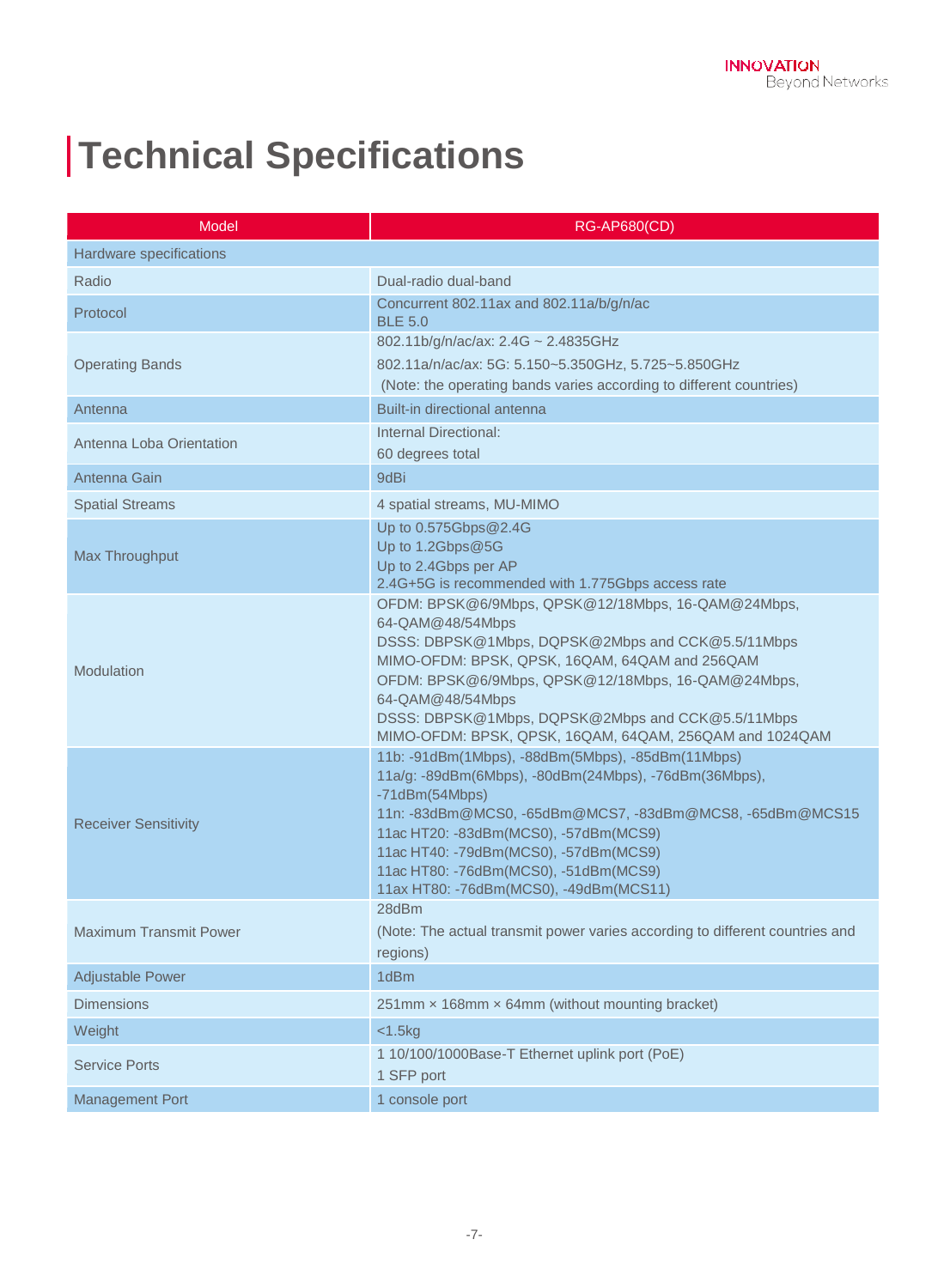# Technical Specifications

| Model | RG-AP680(CD) |
|---|---|
| Hardware specifications | |
| Radio | Dual-radio dual-band |
| Protocol | Concurrent 802.11ax and 802.11a/b/g/n/ac<br>BLE 5.0 |
| Operating Bands | 802.11b/g/n/ac/ax: 2.4G ~ 2.4835GHz<br>802.11a/n/ac/ax: 5G: 5.150~5.350GHz, 5.725~5.850GHz<br>(Note: the operating bands varies according to different countries) |
| Antenna | Built-in directional antenna |
| Antenna Loba Orientation | Internal Directional:<br>60 degrees total |
| Antenna Gain | 9dBi |
| Spatial Streams | 4 spatial streams, MU-MIMO |
| Max Throughput | Up to 0.575Gbps@2.4G<br>Up to 1.2Gbps@5G<br>Up to 2.4Gbps per AP<br>2.4G+5G is recommended with 1.775Gbps access rate |
| Modulation | OFDM: BPSK@6/9Mbps, QPSK@12/18Mbps, 16-QAM@24Mbps, 64-QAM@48/54Mbps<br>DSSS: DBPSK@1Mbps, DQPSK@2Mbps and CCK@5.5/11Mbps<br>MIMO-OFDM: BPSK, QPSK, 16QAM, 64QAM and 256QAM<br>OFDM: BPSK@6/9Mbps, QPSK@12/18Mbps, 16-QAM@24Mbps, 64-QAM@48/54Mbps<br>DSSS: DBPSK@1Mbps, DQPSK@2Mbps and CCK@5.5/11Mbps<br>MIMO-OFDM: BPSK, QPSK, 16QAM, 64QAM, 256QAM and 1024QAM |
| Receiver Sensitivity | 11b: -91dBm(1Mbps), -88dBm(5Mbps), -85dBm(11Mbps)<br>11a/g: -89dBm(6Mbps), -80dBm(24Mbps), -76dBm(36Mbps), -71dBm(54Mbps)<br>11n: -83dBm@MCS0, -65dBm@MCS7, -83dBm@MCS8, -65dBm@MCS15<br>11ac HT20: -83dBm(MCS0), -57dBm(MCS9)<br>11ac HT40: -79dBm(MCS0), -57dBm(MCS9)<br>11ac HT80: -76dBm(MCS0), -51dBm(MCS9)<br>11ax HT80: -76dBm(MCS0), -49dBm(MCS11) |
| Maximum Transmit Power | 28dBm<br>(Note: The actual transmit power varies according to different countries and regions) |
| Adjustable Power | 1dBm |
| Dimensions | 251mm × 168mm × 64mm (without mounting bracket) |
| Weight | <1.5kg |
| Service Ports | 1 10/100/1000Base-T Ethernet uplink port (PoE)<br>1 SFP port |
| Management Port | 1 console port |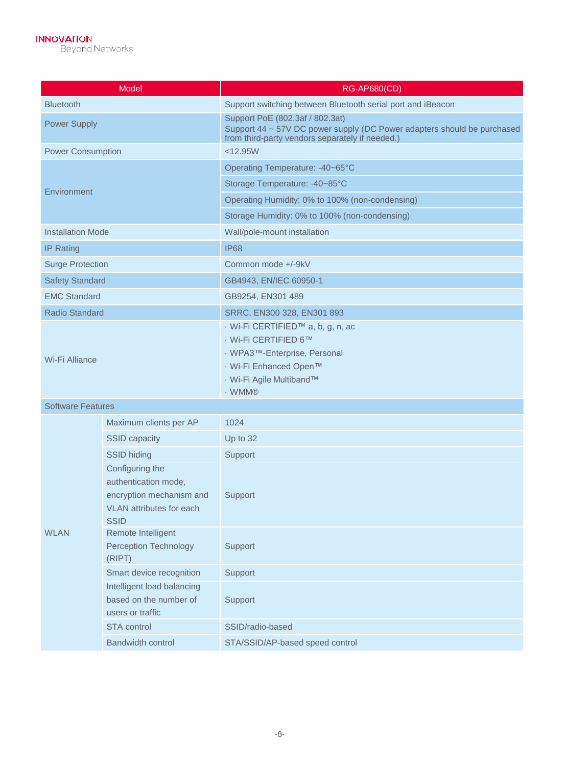| Model | | RG-AP680(CD) |
|---|---|---|
| Bluetooth | | Support switching between Bluetooth serial port and iBeacon |
| Power Supply | | Support PoE (802.3af / 802.3at)<br>Support 44 ~ 57V DC power supply (DC Power adapters should be purchased from third-party vendors separately if needed.) |
| Power Consumption | | <12.95W |
| Environment | | Operating Temperature: -40~65°C |
| | | Storage Temperature: -40~85°C |
| | | Operating Humidity: 0% to 100% (non-condensing) |
| | | Storage Humidity: 0% to 100% (non-condensing) |
| Installation Mode | | Wall/pole-mount installation |
| IP Rating | | IP68 |
| Surge Protection | | Common mode +/-9kV |
| Safety Standard | | GB4943, EN/IEC 60950-1 |
| EMC Standard | | GB9254, EN301 489 |
| Radio Standard | | SRRC, EN300 328, EN301 893 |
| Wi-Fi Alliance | | · Wi-Fi CERTIFIED™ a, b, g, n, ac<br>· Wi-Fi CERTIFIED 6™<br>· WPA3™-Enterprise, Personal<br>· Wi-Fi Enhanced Open™<br>· Wi-Fi Agile Multiband™<br>· WMM® |
| Software Features | | |
| WLAN | Maximum clients per AP | 1024 |
| | SSID capacity | Up to 32 |
| | SSID hiding | Support |
| | Configuring the authentication mode, encryption mechanism and VLAN attributes for each SSID | Support |
| | Remote Intelligent Perception Technology (RIPT) | Support |
| | Smart device recognition | Support |
| | Intelligent load balancing based on the number of users or traffic | Support |
| | STA control | SSID/radio-based |
| | Bandwidth control | STA/SSID/AP-based speed control |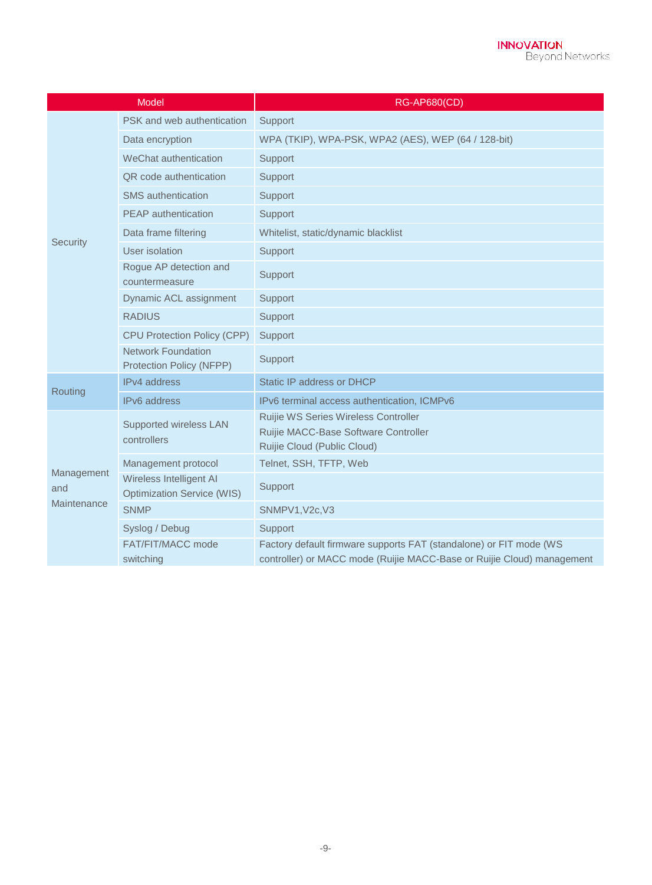| Model | | RG-AP680(CD) |
|---|---|---|
| Security | PSK and web authentication | Support |
| | Data encryption | WPA (TKIP), WPA-PSK, WPA2 (AES), WEP (64 / 128-bit) |
| | WeChat authentication | Support |
| | QR code authentication | Support |
| | SMS authentication | Support |
| | PEAP authentication | Support |
| | Data frame filtering | Whitelist, static/dynamic blacklist |
| | User isolation | Support |
| | Rogue AP detection and countermeasure | Support |
| | Dynamic ACL assignment | Support |
| | RADIUS | Support |
| | CPU Protection Policy (CPP) | Support |
| | Network Foundation Protection Policy (NFPP) | Support |
| Routing | IPv4 address | Static IP address or DHCP |
| | IPv6 address | IPv6 terminal access authentication, ICMPv6 |
| Management and Maintenance | Supported wireless LAN controllers | Ruijie WS Series Wireless Controller<br>Ruijie MACC-Base Software Controller<br>Ruijie Cloud (Public Cloud) |
| | Management protocol | Telnet, SSH, TFTP, Web |
| | Wireless Intelligent AI Optimization Service (WIS) | Support |
| | SNMP | SNMPV1,V2c,V3 |
| | Syslog / Debug | Support |
| | FAT/FIT/MACC mode switching | Factory default firmware supports FAT (standalone) or FIT mode (WS controller) or MACC mode (Ruijie MACC-Base or Ruijie Cloud) management |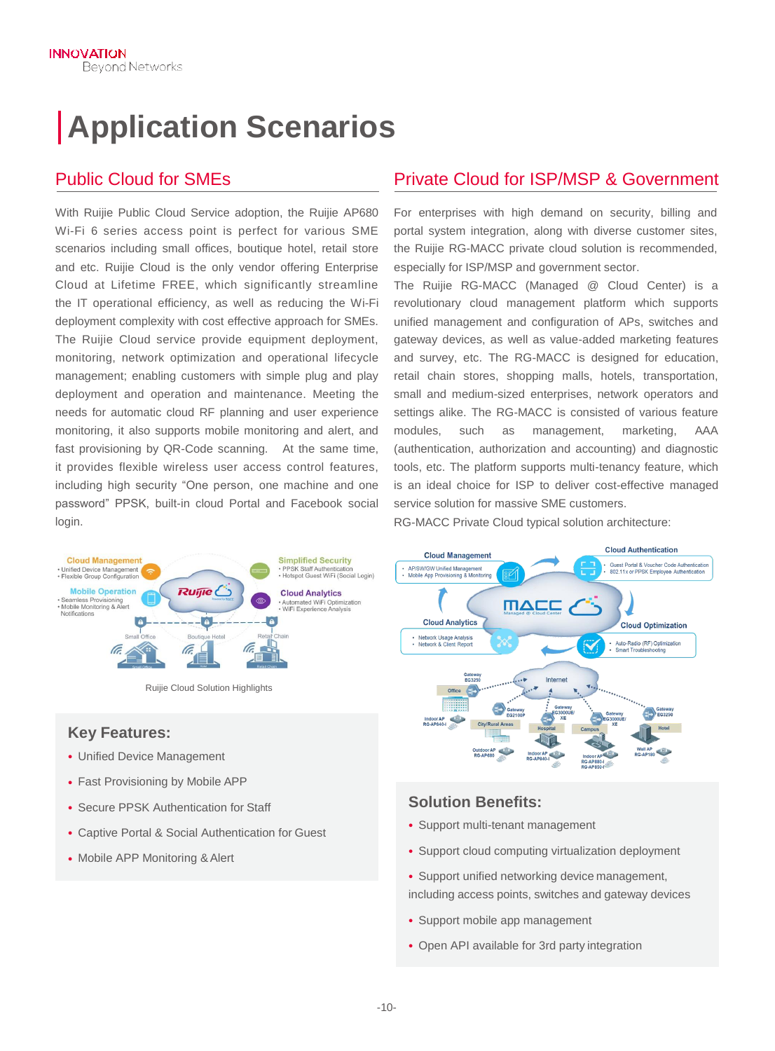# Application Scenarios

## Public Cloud for SMEs

With Ruijie Public Cloud Service adoption, the Ruijie AP680 Wi-Fi 6 series access point is perfect for various SME scenarios including small offices, boutique hotel, retail store and etc. Ruijie Cloud is the only vendor offering Enterprise Cloud at Lifetime FREE, which significantly streamline the IT operational efficiency, as well as reducing the Wi-Fi deployment complexity with cost effective approach for SMEs. The Ruijie Cloud service provide equipment deployment, monitoring, network optimization and operational lifecycle management; enabling customers with simple plug and play deployment and operation and maintenance. Meeting the needs for automatic cloud RF planning and user experience monitoring, it also supports mobile monitoring and alert, and fast provisioning by QR-Code scanning. At the same time, it provides flexible wireless user access control features, including high security "One person, one machine and one password" PPSK, built-in cloud Portal and Facebook social login.

Ruijie Cloud Solution Highlights

### Key Features:

- Unified Device Management
- Fast Provisioning by Mobile APP
- Secure PPSK Authentication for Staff
- Captive Portal & Social Authentication for Guest
- Mobile APP Monitoring & Alert

## Private Cloud for ISP/MSP & Government

For enterprises with high demand on security, billing and portal system integration, along with diverse customer sites, the Ruijie RG-MACC private cloud solution is recommended, especially for ISP/MSP and government sector.

The Ruijie RG-MACC (Managed @ Cloud Center) is a revolutionary cloud management platform which supports unified management and configuration of APs, switches and gateway devices, as well as value-added marketing features and survey, etc. The RG-MACC is designed for education, retail chain stores, shopping malls, transportation, small and medium-sized enterprises, network operators and settings alike. The RG-MACC is consisted of various feature modules, such as management, marketing, AAA (authentication, authorization and accounting) and diagnostic tools, etc. The platform supports multi-tenancy feature, which is an ideal choice for ISP to deliver cost-effective managed service solution for massive SME customers.

RG-MACC Private Cloud typical solution architecture:

### Solution Benefits:

- Support multi-tenant management
- Support cloud computing virtualization deployment
- Support unified networking device management, including access points, switches and gateway devices
- Support mobile app management
- Open API available for 3rd party integration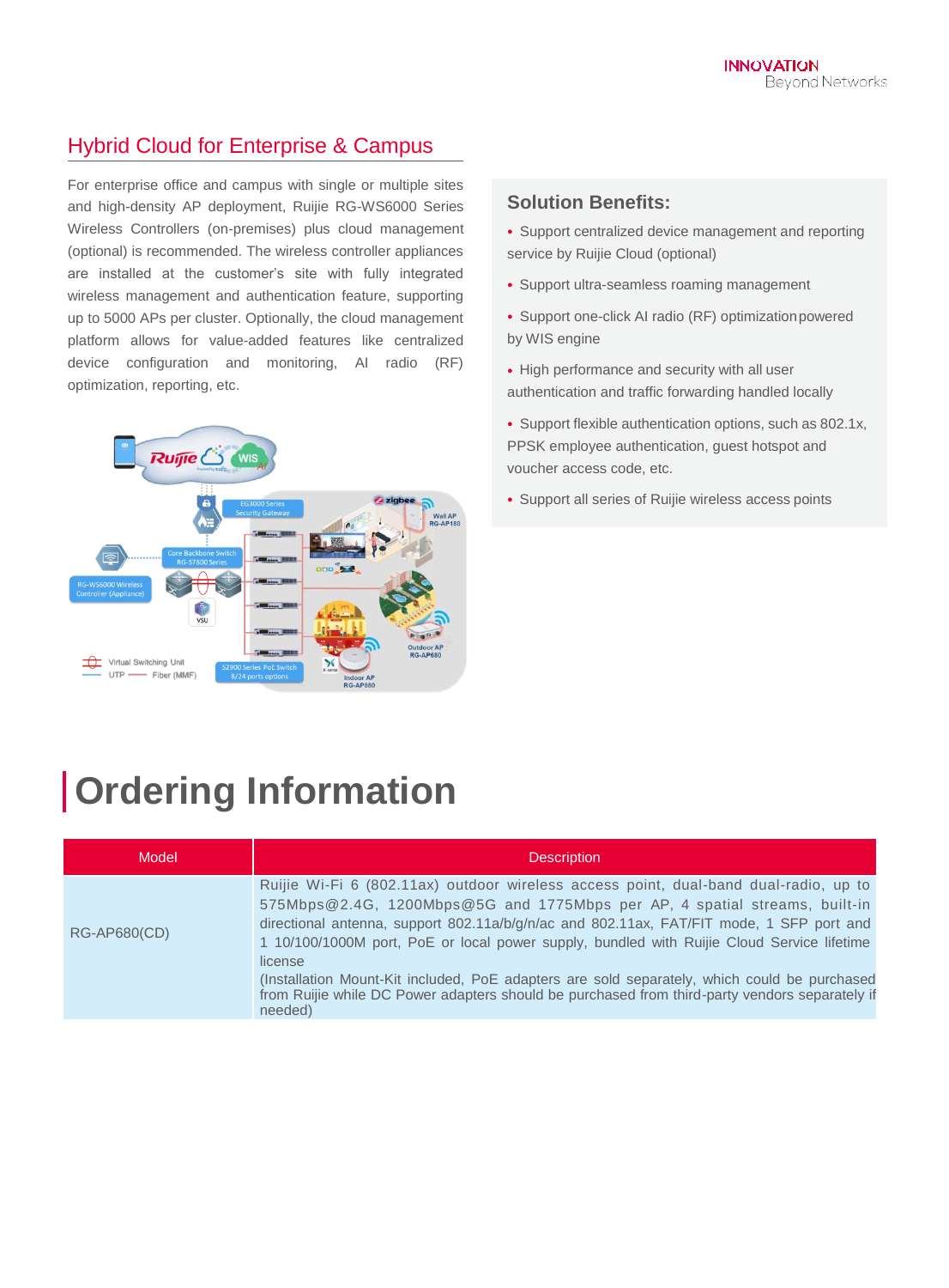## Hybrid Cloud for Enterprise & Campus

For enterprise office and campus with single or multiple sites and high-density AP deployment, Ruijie RG-WS6000 Series Wireless Controllers (on-premises) plus cloud management (optional) is recommended. The wireless controller appliances are installed at the customer's site with fully integrated wireless management and authentication feature, supporting up to 5000 APs per cluster. Optionally, the cloud management platform allows for value-added features like centralized device configuration and monitoring, AI radio (RF) optimization, reporting, etc.

### Solution Benefits:

- Support centralized device management and reporting service by Ruijie Cloud (optional)
- Support ultra-seamless roaming management
- Support one-click AI radio (RF) optimization powered by WIS engine
- High performance and security with all user authentication and traffic forwarding handled locally
- Support flexible authentication options, such as 802.1x, PPSK employee authentication, guest hotspot and voucher access code, etc.
- Support all series of Ruijie wireless access points

# Ordering Information

| Model | Description |
|---|---|
| RG-AP680(CD) | Ruijie Wi-Fi 6 (802.11ax) outdoor wireless access point, dual-band dual-radio, up to 575Mbps@2.4G, 1200Mbps@5G and 1775Mbps per AP, 4 spatial streams, built-in directional antenna, support 802.11a/b/g/n/ac and 802.11ax, FAT/FIT mode, 1 SFP port and 1 10/100/1000M port, PoE or local power supply, bundled with Ruijie Cloud Service lifetime license<br>(Installation Mount-Kit included, PoE adapters are sold separately, which could be purchased from Ruijie while DC Power adapters should be purchased from third-party vendors separately if needed) |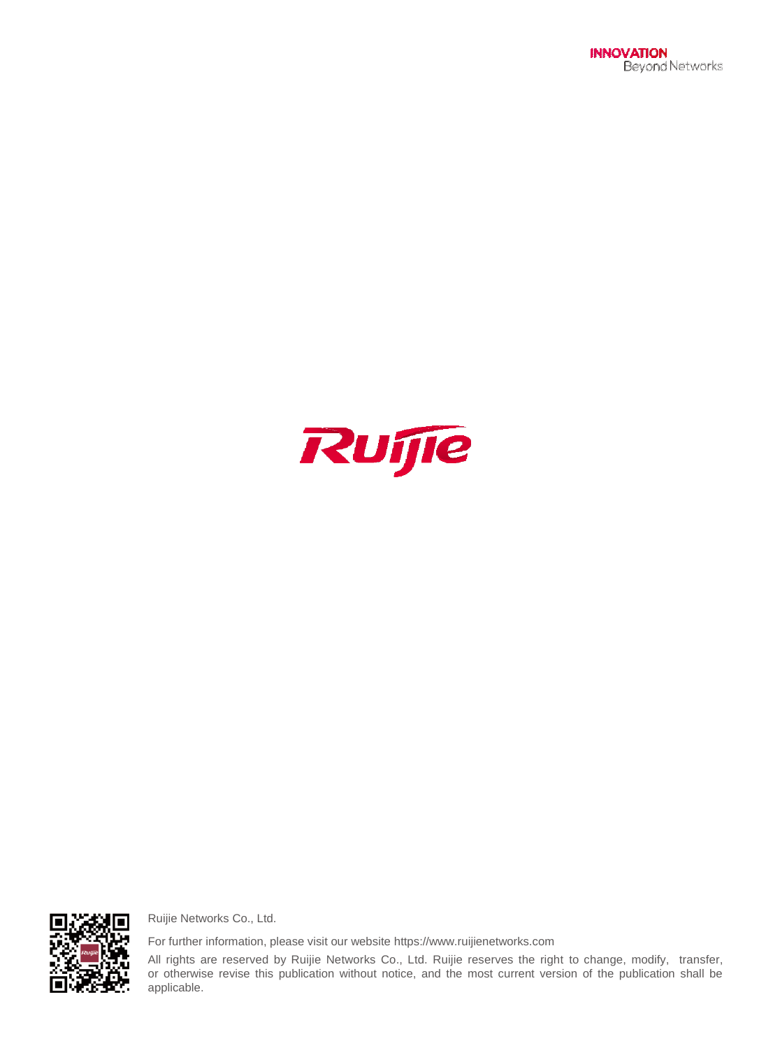INNOVATION
Beyond Networks

Ruijie

Ruijie Networks Co., Ltd.

For further information, please visit our website https://www.ruijienetworks.com

All rights are reserved by Ruijie Networks Co., Ltd. Ruijie reserves the right to change, modify, transfer, or otherwise revise this publication without notice, and the most current version of the publication shall be applicable.